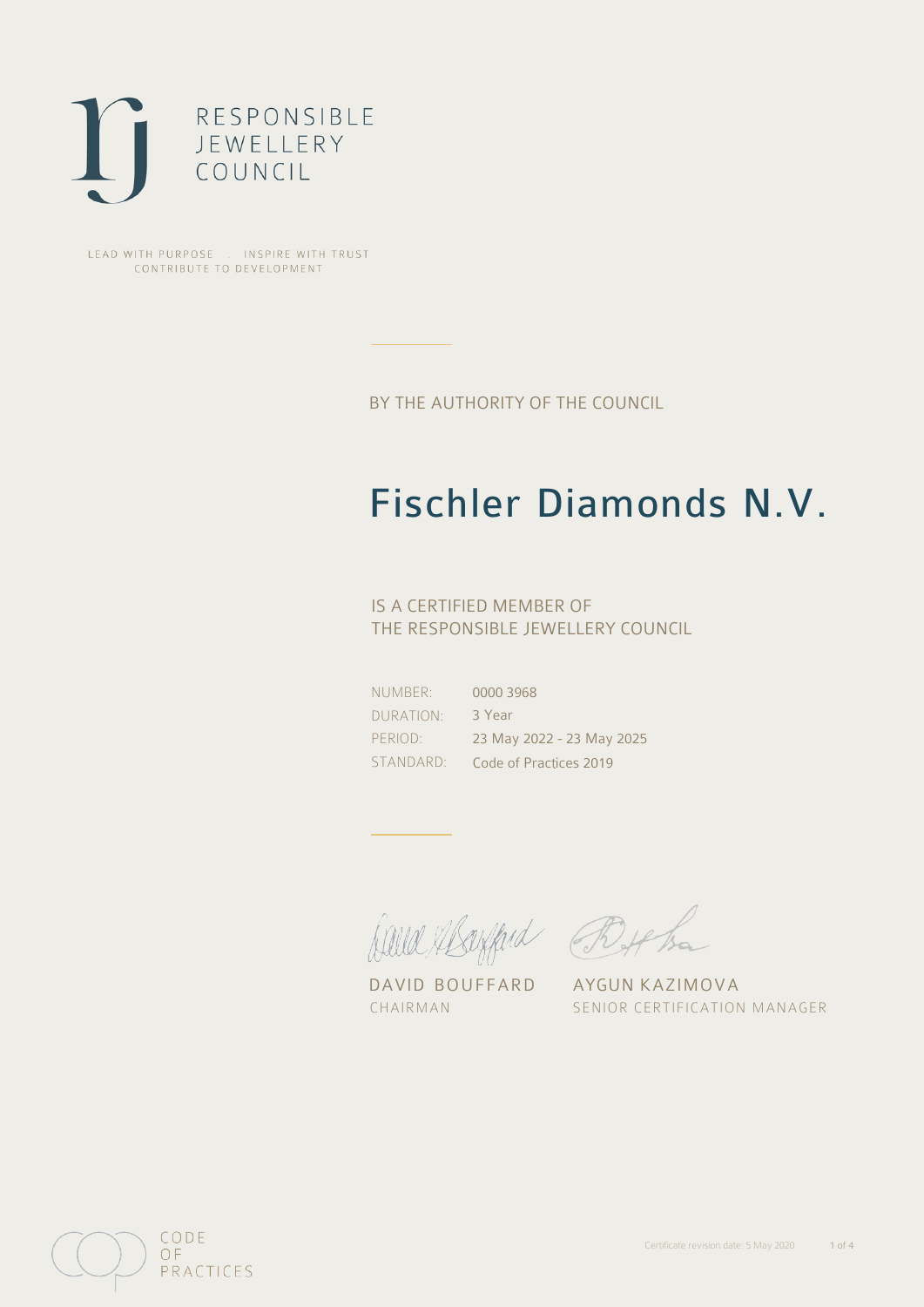RESPONSIBLE
JEWELLERY
COUNCIL

LEAD WITH PURPOSE . INSPIRE WITH TRUST
CONTRIBUTE TO DEVELOPMENT

BY THE AUTHORITY OF THE COUNCIL

# Fischler Diamonds N.V.

IS A CERTIFIED MEMBER OF
THE RESPONSIBLE JEWELLERY COUNCIL

| | |
|---|---|
| NUMBER: | 0000 3968 |
| DURATION: | 3 Year |
| PERIOD: | 23 May 2022 - 23 May 2025 |
| STANDARD: | Code of Practices 2019 |

DAVID BOUFFARD
CHAIRMAN

AYGUN KAZIMOVA
SENIOR CERTIFICATION MANAGER

CODE
OF
PRACTICES

Certificate revision date: 5 May 2020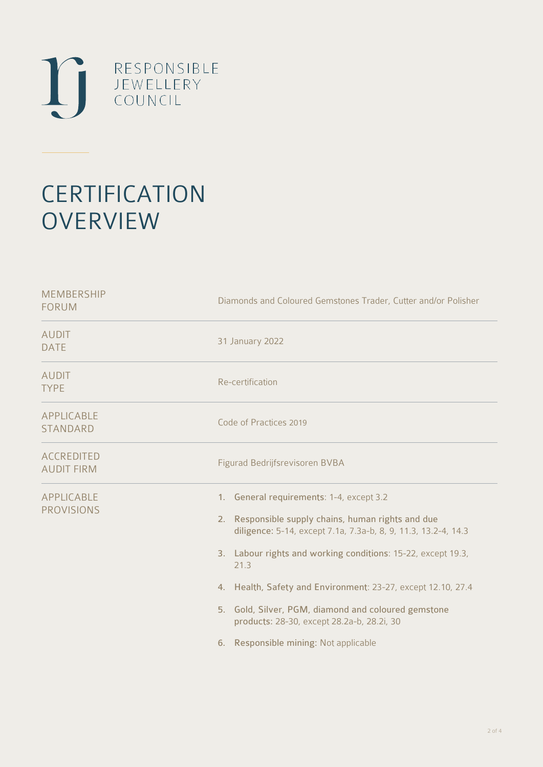RESPONSIBLE
JEWELLERY
COUNCIL

# CERTIFICATION OVERVIEW

| | |
|---|---|
| MEMBERSHIP FORUM | Diamonds and Coloured Gemstones Trader, Cutter and/or Polisher |
| AUDIT DATE | 31 January 2022 |
| AUDIT TYPE | Re-certification |
| APPLICABLE STANDARD | Code of Practices 2019 |
| ACCREDITED AUDIT FIRM | Figurad Bedrijfsrevisoren BVBA |
| APPLICABLE PROVISIONS | 1. **General requirements**: 1-4, except 3.2<br>2. **Responsible supply chains, human rights and due diligence**: 5-14, except 7.1a, 7.3a-b, 8, 9, 11.3, 13.2-4, 14.3<br>3. **Labour rights and working conditions**: 15-22, except 19.3, 21.3<br>4. **Health, Safety and Environment**: 23-27, except 12.10, 27.4<br>5. **Gold, Silver, PGM, diamond and coloured gemstone products**: 28-30, except 28.2a-b, 28.2i, 30<br>6. **Responsible mining**: Not applicable |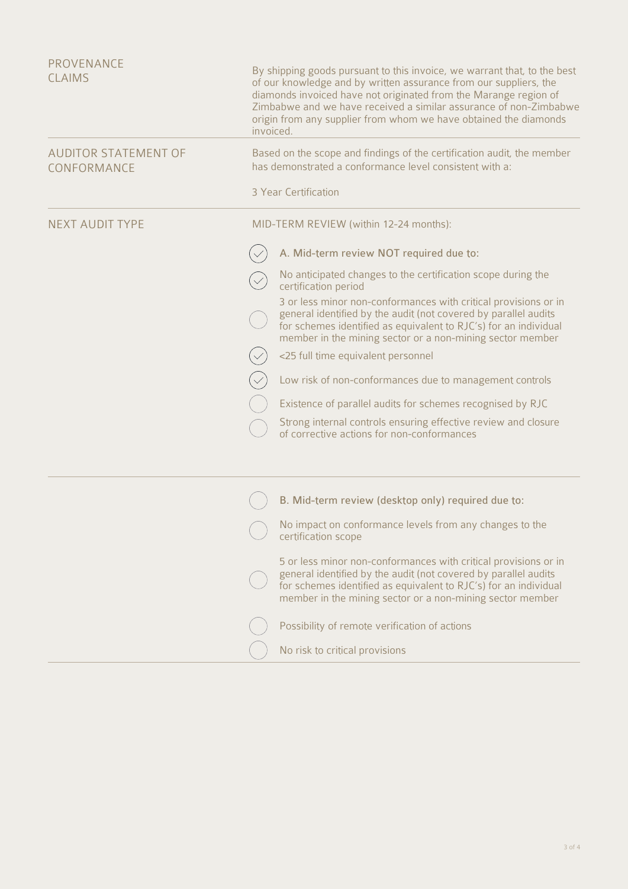| | |
|---|---|
| PROVENANCE CLAIMS | By shipping goods pursuant to this invoice, we warrant that, to the best of our knowledge and by written assurance from our suppliers, the diamonds invoiced have not originated from the Marange region of Zimbabwe and we have received a similar assurance of non-Zimbabwe origin from any supplier from whom we have obtained the diamonds invoiced. |
| AUDITOR STATEMENT OF CONFORMANCE | Based on the scope and findings of the certification audit, the member has demonstrated a conformance level consistent with a:<br><br>3 Year Certification |
| NEXT AUDIT TYPE | MID-TERM REVIEW (within 12-24 months): |

- [x] A. Mid-term review NOT required due to:
- [x] No anticipated changes to the certification scope during the certification period
- [ ] 3 or less minor non-conformances with critical provisions or in general identified by the audit (not covered by parallel audits for schemes identified as equivalent to RJC's) for an individual member in the mining sector or a non-mining sector member
- [x] <25 full time equivalent personnel
- [x] Low risk of non-conformances due to management controls
- [ ] Existence of parallel audits for schemes recognised by RJC
- [ ] Strong internal controls ensuring effective review and closure of corrective actions for non-conformances

---

- [ ] B. Mid-term review (desktop only) required due to:
- [ ] No impact on conformance levels from any changes to the certification scope
- [ ] 5 or less minor non-conformances with critical provisions or in general identified by the audit (not covered by parallel audits for schemes identified as equivalent to RJC's) for an individual member in the mining sector or a non-mining sector member
- [ ] Possibility of remote verification of actions
- [ ] No risk to critical provisions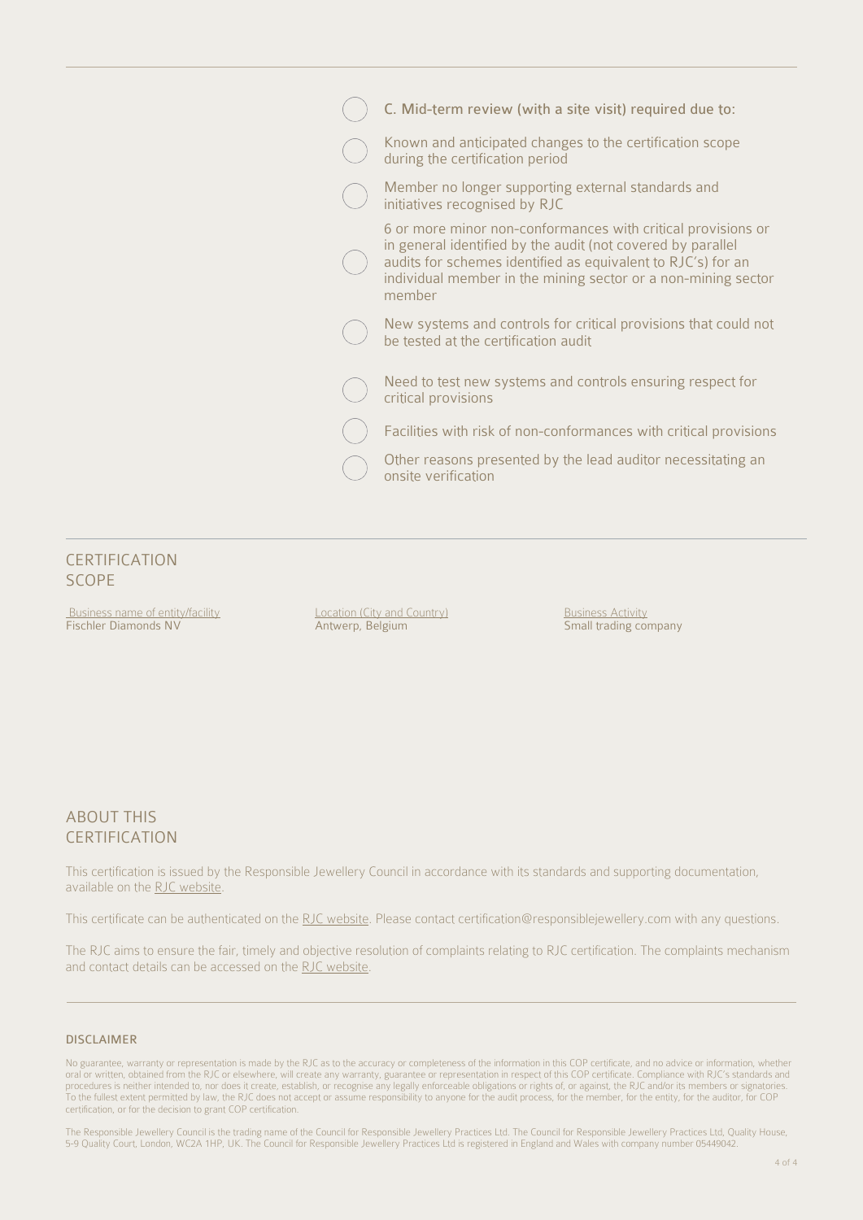C. Mid-term review (with a site visit) required due to:

- Known and anticipated changes to the certification scope during the certification period
- Member no longer supporting external standards and initiatives recognised by RJC
- 6 or more minor non-conformances with critical provisions or in general identified by the audit (not covered by parallel audits for schemes identified as equivalent to RJC's) for an individual member in the mining sector or a non-mining sector member
- New systems and controls for critical provisions that could not be tested at the certification audit
- Need to test new systems and controls ensuring respect for critical provisions
- Facilities with risk of non-conformances with critical provisions
- Other reasons presented by the lead auditor necessitating an onsite verification

## CERTIFICATION SCOPE

| Business name of entity/facility | Location (City and Country) | Business Activity |
| --- | --- | --- |
| Fischler Diamonds NV | Antwerp, Belgium | Small trading company |

## ABOUT THIS CERTIFICATION

This certification is issued by the Responsible Jewellery Council in accordance with its standards and supporting documentation, available on the RJC website.

This certificate can be authenticated on the RJC website. Please contact certification@responsiblejewellery.com with any questions.

The RJC aims to ensure the fair, timely and objective resolution of complaints relating to RJC certification. The complaints mechanism and contact details can be accessed on the RJC website.

### DISCLAIMER

No guarantee, warranty or representation is made by the RJC as to the accuracy or completeness of the information in this COP certificate, and no advice or information, whether oral or written, obtained from the RJC or elsewhere, will create any warranty, guarantee or representation in respect of this COP certificate. Compliance with RJC's standards and procedures is neither intended to, nor does it create, establish, or recognise any legally enforceable obligations or rights of, or against, the RJC and/or its members or signatories. To the fullest extent permitted by law, the RJC does not accept or assume responsibility to anyone for the audit process, for the member, for the entity, for the auditor, for COP certification, or for the decision to grant COP certification.

The Responsible Jewellery Council is the trading name of the Council for Responsible Jewellery Practices Ltd. The Council for Responsible Jewellery Practices Ltd, Quality House, 5-9 Quality Court, London, WC2A 1HP, UK. The Council for Responsible Jewellery Practices Ltd is registered in England and Wales with company number 05449042.